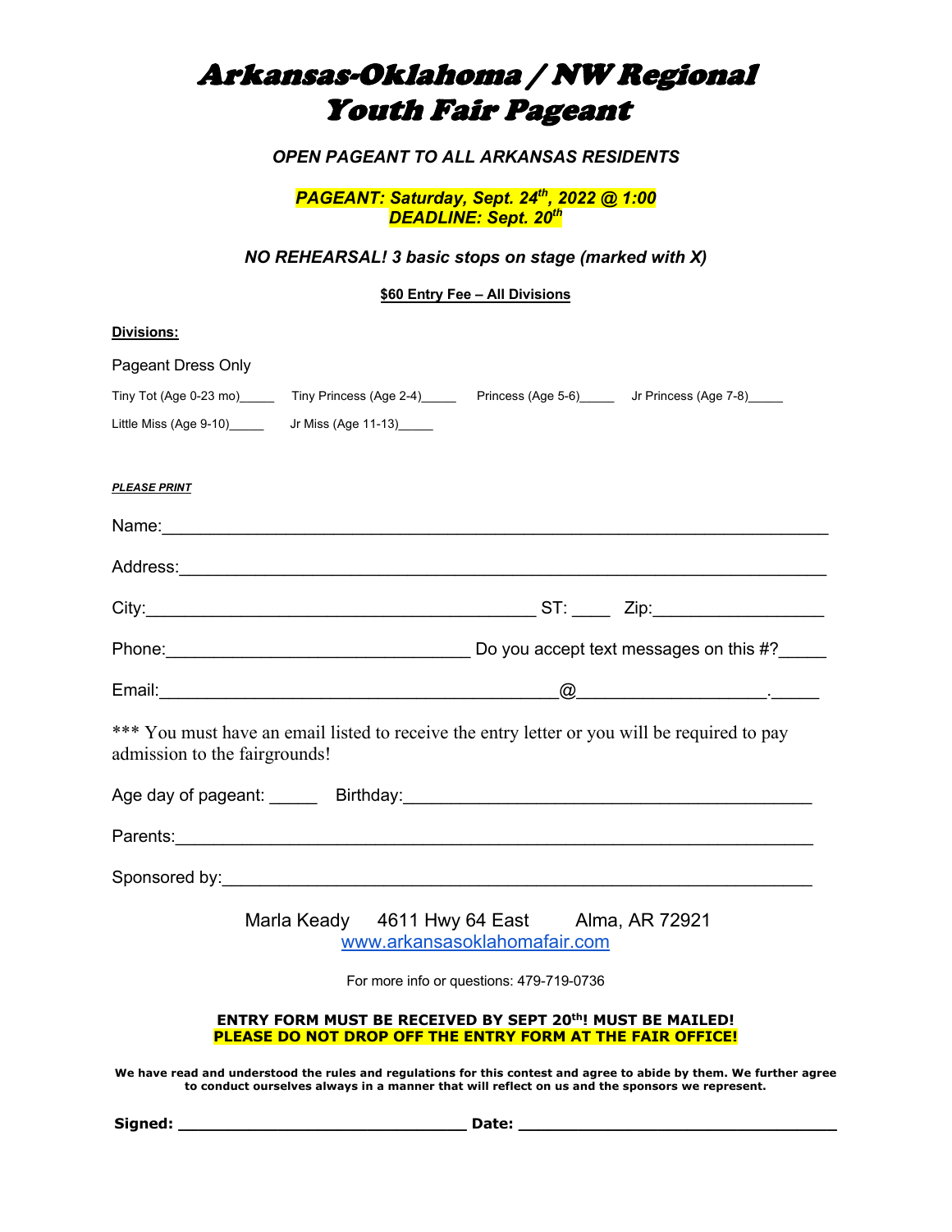# Arkansas-Oklahoma / NW Regional Youth Fair Pageant

***OPEN PAGEANT TO ALL ARKANSAS RESIDENTS***

***PAGEANT: Saturday, Sept. 24th, 2022 @ 1:00***
***DEADLINE: Sept. 20th***

***NO REHEARSAL! 3 basic stops on stage (marked with X)***

**$60 Entry Fee – All Divisions**

**Divisions:**

Pageant Dress Only

Tiny Tot (Age 0-23 mo)_____ Tiny Princess (Age 2-4)_____ Princess (Age 5-6)_____ Jr Princess (Age 7-8)_____

Little Miss (Age 9-10)_____ Jr Miss (Age 11-13)_____

***PLEASE PRINT***

Name:___________________________________________________________________

Address:_________________________________________________________________

City:__________________________________________ ST: ____ Zip:__________________

Phone:________________________________ Do you accept text messages on this #?_____

Email:___________________________________________@___________________._____

*** You must have an email listed to receive the entry letter or you will be required to pay admission to the fairgrounds!

Age day of pageant: _____ Birthday:___________________________________________

Parents:_________________________________________________________________

Sponsored by:____________________________________________________________

Marla Keady 4611 Hwy 64 East Alma, AR 72921
www.arkansasoklahomafair.com

For more info or questions: 479-719-0736

**ENTRY FORM MUST BE RECEIVED BY SEPT 20th! MUST BE MAILED!**
**PLEASE DO NOT DROP OFF THE ENTRY FORM AT THE FAIR OFFICE!**

**We have read and understood the rules and regulations for this contest and agree to abide by them. We further agree to conduct ourselves always in a manner that will reflect on us and the sponsors we represent.**

**Signed:** ______________________________ **Date:** _________________________________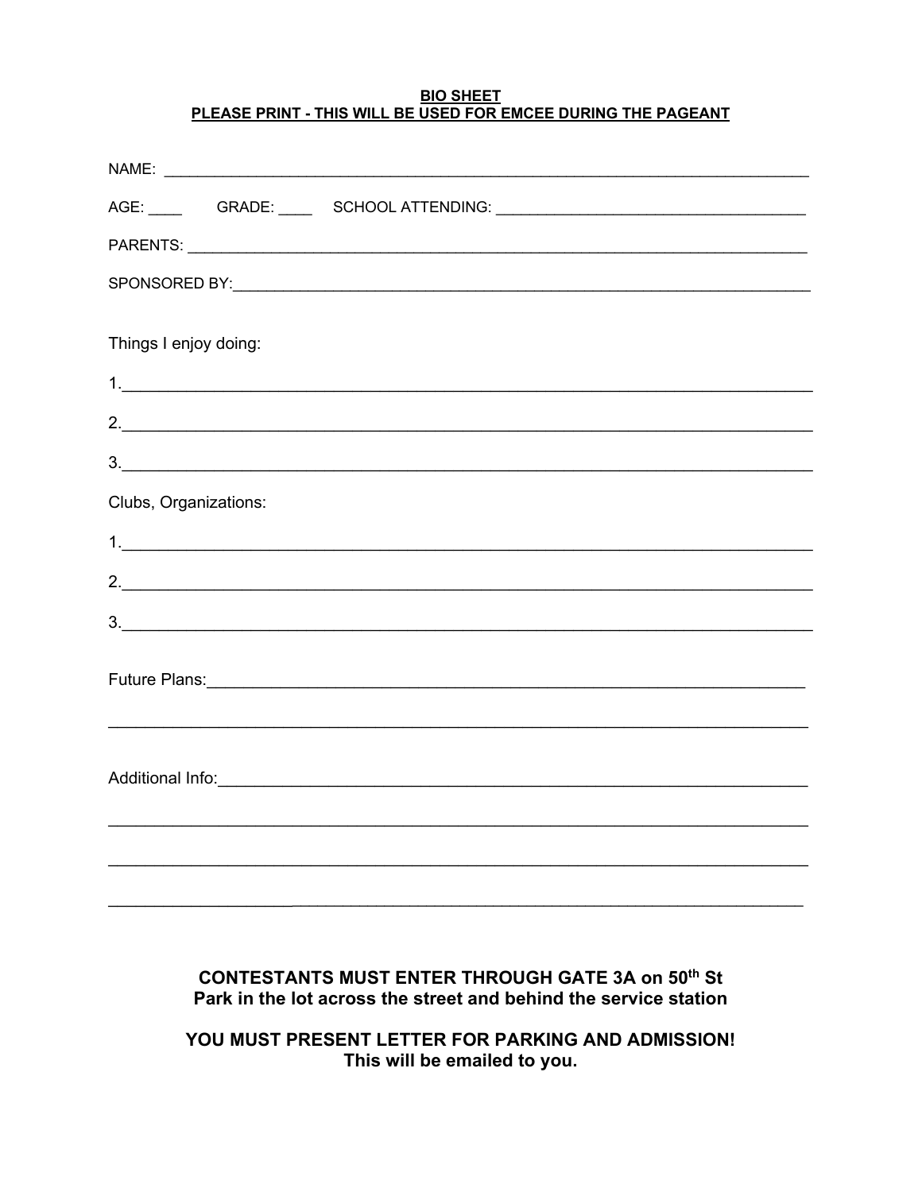**BIO SHEET**
**PLEASE PRINT - THIS WILL BE USED FOR EMCEE DURING THE PAGEANT**

NAME: ___________________________________________________________________________

AGE: ____ GRADE: ____ SCHOOL ATTENDING: ____________________________________

PARENTS: _________________________________________________________________________

SPONSORED BY:_____________________________________________________________________

Things I enjoy doing:

1.___________________________________________________________________________

2.___________________________________________________________________________

3.___________________________________________________________________________

Clubs, Organizations:

1.___________________________________________________________________________

2.___________________________________________________________________________

3.___________________________________________________________________________

Future Plans:_____________________________________________________________________

__________________________________________________________________________________

Additional Info:__________________________________________________________________

__________________________________________________________________________________

__________________________________________________________________________________

__________________________________________________________________________________

**CONTESTANTS MUST ENTER THROUGH GATE 3A on 50th St**
**Park in the lot across the street and behind the service station**

**YOU MUST PRESENT LETTER FOR PARKING AND ADMISSION!**
**This will be emailed to you.**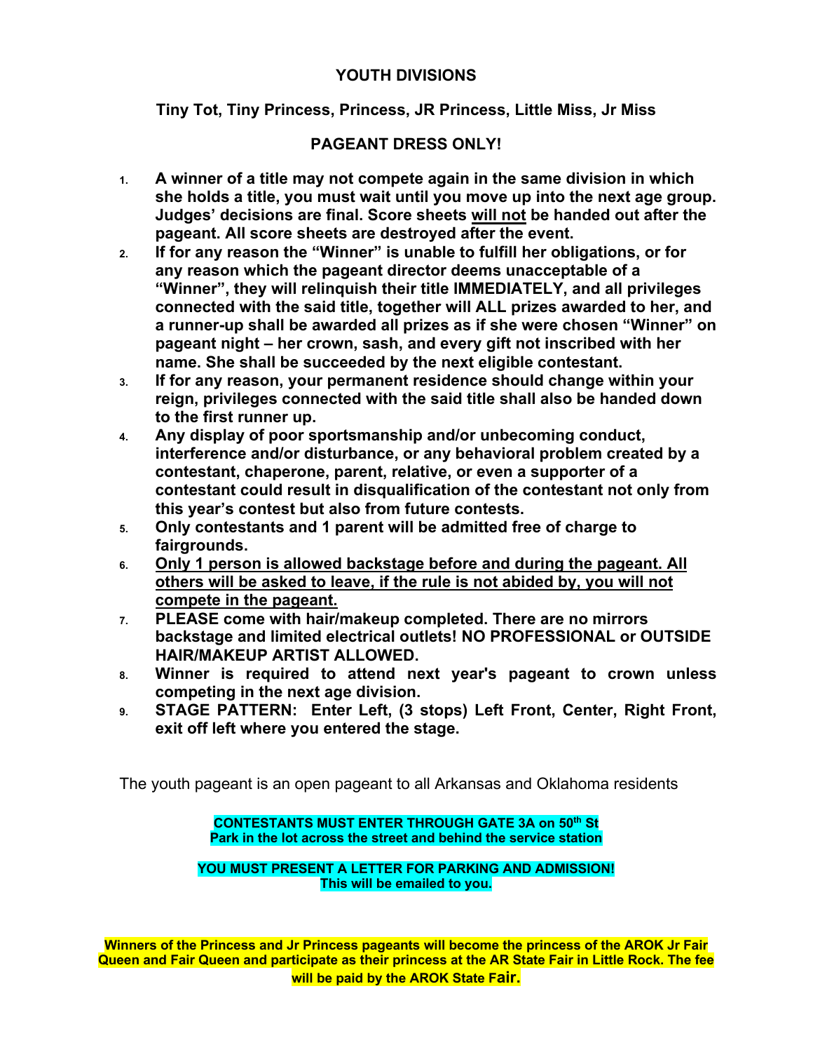## YOUTH DIVISIONS

**Tiny Tot, Tiny Princess, Princess, JR Princess, Little Miss, Jr Miss**

**PAGEANT DRESS ONLY!**

1. **A winner of a title may not compete again in the same division in which she holds a title, you must wait until you move up into the next age group. Judges' decisions are final. Score sheets <u>will not</u> be handed out after the pageant. All score sheets are destroyed after the event.**
2. **If for any reason the "Winner" is unable to fulfill her obligations, or for any reason which the pageant director deems unacceptable of a "Winner", they will relinquish their title IMMEDIATELY, and all privileges connected with the said title, together will ALL prizes awarded to her, and a runner-up shall be awarded all prizes as if she were chosen "Winner" on pageant night – her crown, sash, and every gift not inscribed with her name. She shall be succeeded by the next eligible contestant.**
3. **If for any reason, your permanent residence should change within your reign, privileges connected with the said title shall also be handed down to the first runner up.**
4. **Any display of poor sportsmanship and/or unbecoming conduct, interference and/or disturbance, or any behavioral problem created by a contestant, chaperone, parent, relative, or even a supporter of a contestant could result in disqualification of the contestant not only from this year's contest but also from future contests.**
5. **Only contestants and 1 parent will be admitted free of charge to fairgrounds.**
6. **<u>Only 1 person is allowed backstage before and during the pageant. All others will be asked to leave, if the rule is not abided by, you will not compete in the pageant.</u>**
7. **PLEASE come with hair/makeup completed. There are no mirrors backstage and limited electrical outlets! NO PROFESSIONAL or OUTSIDE HAIR/MAKEUP ARTIST ALLOWED.**
8. **Winner is required to attend next year's pageant to crown unless competing in the next age division.**
9. **STAGE PATTERN: Enter Left, (3 stops) Left Front, Center, Right Front, exit off left where you entered the stage.**

The youth pageant is an open pageant to all Arkansas and Oklahoma residents

**CONTESTANTS MUST ENTER THROUGH GATE 3A on 50th St**
**Park in the lot across the street and behind the service station**

**YOU MUST PRESENT A LETTER FOR PARKING AND ADMISSION!**
**This will be emailed to you.**

**Winners of the Princess and Jr Princess pageants will become the princess of the AROK Jr Fair Queen and Fair Queen and participate as their princess at the AR State Fair in Little Rock. The fee will be paid by the AROK State Fair.**